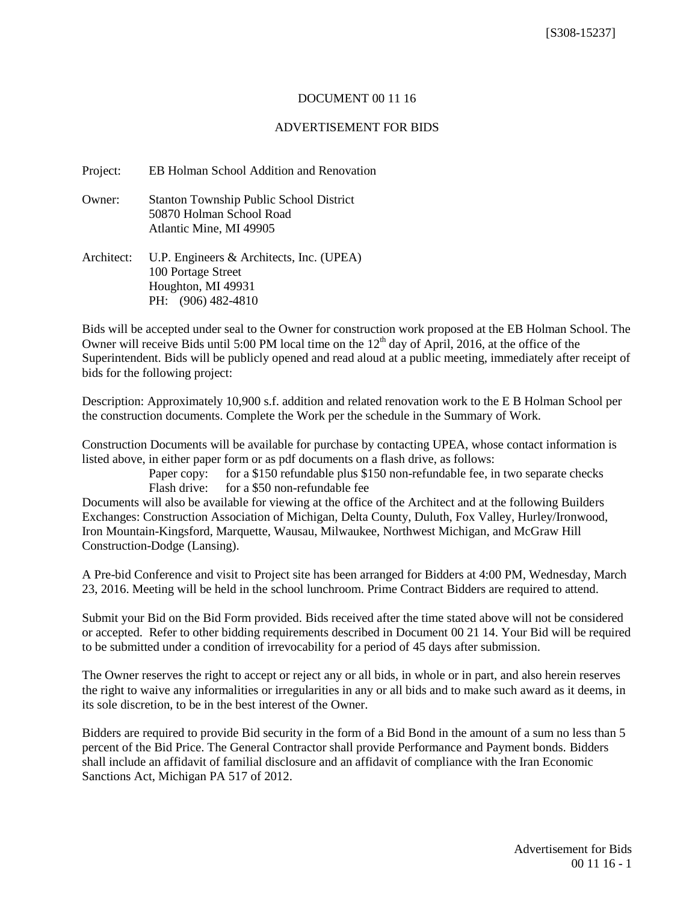[S308-15237]

# DOCUMENT 00 11 16

## ADVERTISEMENT FOR BIDS

Project: EB Holman School Addition and Renovation

Owner: Stanton Township Public School District
50870 Holman School Road
Atlantic Mine, MI 49905

Architect: U.P. Engineers & Architects, Inc. (UPEA)
100 Portage Street
Houghton, MI 49931
PH: (906) 482-4810

Bids will be accepted under seal to the Owner for construction work proposed at the EB Holman School. The Owner will receive Bids until 5:00 PM local time on the 12th day of April, 2016, at the office of the Superintendent. Bids will be publicly opened and read aloud at a public meeting, immediately after receipt of bids for the following project:

Description: Approximately 10,900 s.f. addition and related renovation work to the E B Holman School per the construction documents. Complete the Work per the schedule in the Summary of Work.

Construction Documents will be available for purchase by contacting UPEA, whose contact information is listed above, in either paper form or as pdf documents on a flash drive, as follows:

Paper copy: for a $150 refundable plus $150 non-refundable fee, in two separate checks
Flash drive: for a $50 non-refundable fee

Documents will also be available for viewing at the office of the Architect and at the following Builders Exchanges: Construction Association of Michigan, Delta County, Duluth, Fox Valley, Hurley/Ironwood, Iron Mountain-Kingsford, Marquette, Wausau, Milwaukee, Northwest Michigan, and McGraw Hill Construction-Dodge (Lansing).

A Pre-bid Conference and visit to Project site has been arranged for Bidders at 4:00 PM, Wednesday, March 23, 2016. Meeting will be held in the school lunchroom. Prime Contract Bidders are required to attend.

Submit your Bid on the Bid Form provided. Bids received after the time stated above will not be considered or accepted. Refer to other bidding requirements described in Document 00 21 14. Your Bid will be required to be submitted under a condition of irrevocability for a period of 45 days after submission.

The Owner reserves the right to accept or reject any or all bids, in whole or in part, and also herein reserves the right to waive any informalities or irregularities in any or all bids and to make such award as it deems, in its sole discretion, to be in the best interest of the Owner.

Bidders are required to provide Bid security in the form of a Bid Bond in the amount of a sum no less than 5 percent of the Bid Price. The General Contractor shall provide Performance and Payment bonds. Bidders shall include an affidavit of familial disclosure and an affidavit of compliance with the Iran Economic Sanctions Act, Michigan PA 517 of 2012.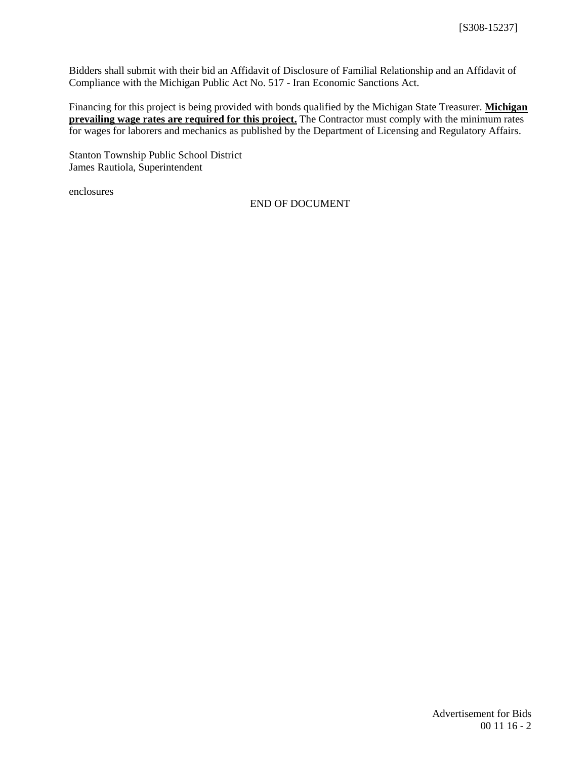Bidders shall submit with their bid an Affidavit of Disclosure of Familial Relationship and an Affidavit of Compliance with the Michigan Public Act No. 517 - Iran Economic Sanctions Act.

Financing for this project is being provided with bonds qualified by the Michigan State Treasurer. **Michigan prevailing wage rates are required for this project.** The Contractor must comply with the minimum rates for wages for laborers and mechanics as published by the Department of Licensing and Regulatory Affairs.

Stanton Township Public School District
James Rautiola, Superintendent

enclosures

END OF DOCUMENT